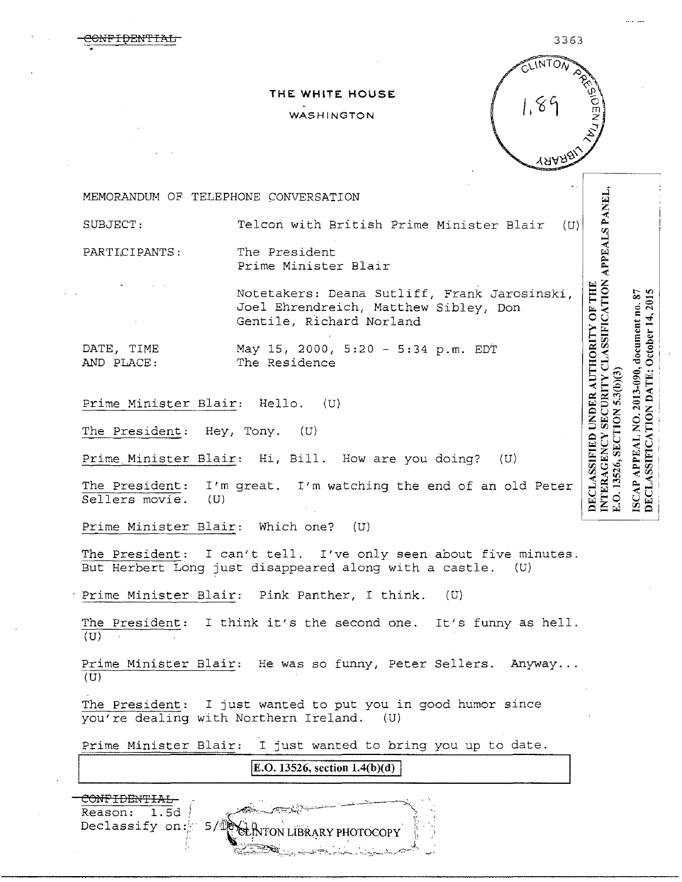~~CONFIDENTIAL~~

3363

**THE WHITE HOUSE**

WASHINGTON

CLINTON PRESIDENTIAL LIBRARY 1.89

DECLASSIFIED UNDER AUTHORITY OF THE INTERAGENCY SECURITY CLASSIFICATION APPEALS PANEL, E.O. 13526, SECTION 5.3(b)(3)

ISCAP APPEAL NO. 2013-090, document no. 87
DECLASSIFICATION DATE: October 14, 2015

MEMORANDUM OF TELEPHONE CONVERSATION

SUBJECT: Telcon with British Prime Minister Blair (U)

PARTICIPANTS: The President
Prime Minister Blair

Notetakers: Deana Sutliff, Frank Jarosinski, Joel Ehrendreich, Matthew Sibley, Don Gentile, Richard Norland

DATE, TIME AND PLACE: May 15, 2000, 5:20 - 5:34 p.m. EDT
The Residence

Prime Minister Blair: Hello. (U)

The President: Hey, Tony. (U)

Prime Minister Blair: Hi, Bill. How are you doing? (U)

The President: I'm great. I'm watching the end of an old Peter Sellers movie. (U)

Prime Minister Blair: Which one? (U)

The President: I can't tell. I've only seen about five minutes. But Herbert Long just disappeared along with a castle. (U)

Prime Minister Blair: Pink Panther, I think. (U)

The President: I think it's the second one. It's funny as hell. (U)

Prime Minister Blair: He was so funny, Peter Sellers. Anyway... (U)

The President: I just wanted to put you in good humor since you're dealing with Northern Ireland. (U)

Prime Minister Blair: I just wanted to bring you up to date.

**E.O. 13526, section 1.4(b)(d)**

~~CONFIDENTIAL~~
Reason: 1.5d
Declassify on: 5/16/10

CLINTON LIBRARY PHOTOCOPY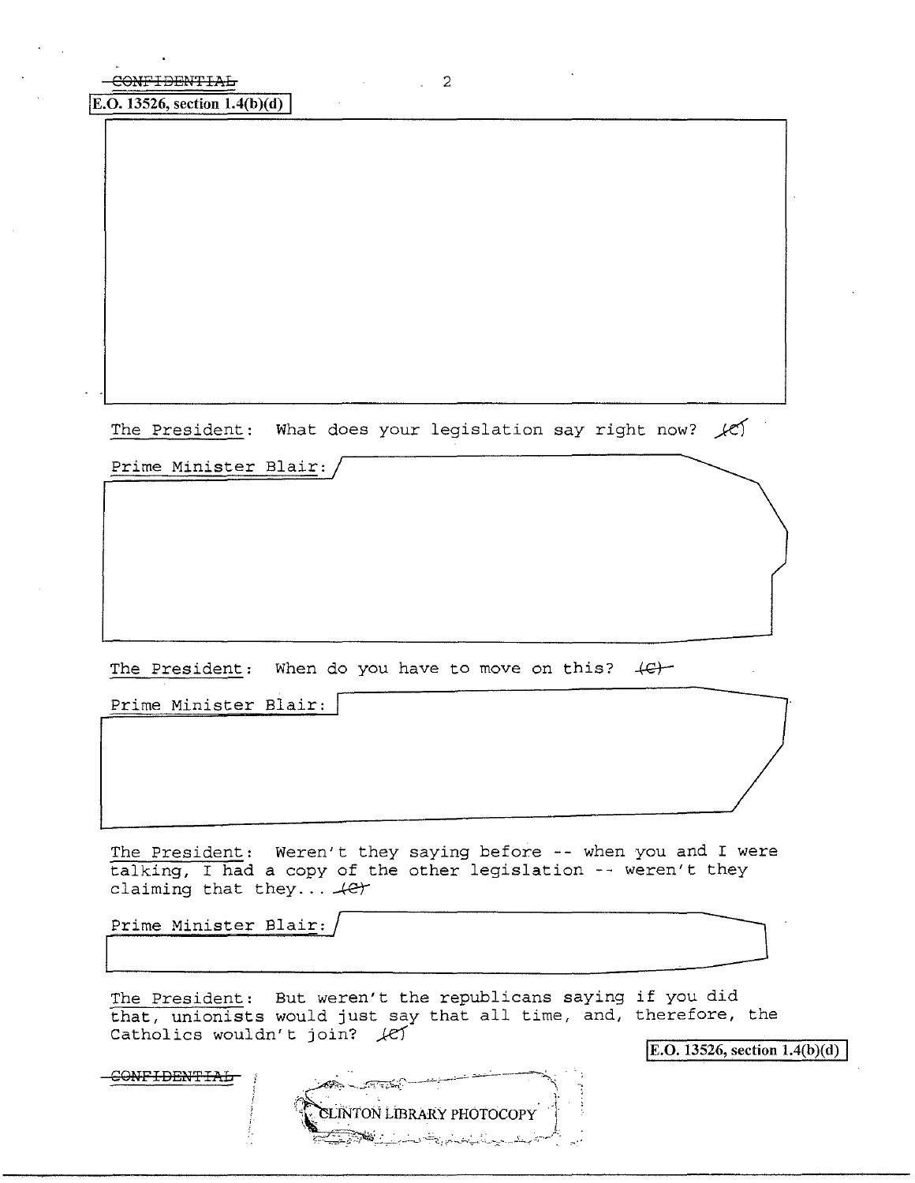~~CONFIDENTIAL~~

E.O. 13526, section 1.4(b)(d)

The President: What does your legislation say right now? (C)

Prime Minister Blair:

The President: When do you have to move on this? (C)

Prime Minister Blair:

The President: Weren't they saying before -- when you and I were talking, I had a copy of the other legislation -- weren't they claiming that they... (C)

Prime Minister Blair:

The President: But weren't the republicans saying if you did that, unionists would just say that all time, and, therefore, the Catholics wouldn't join? (C)

E.O. 13526, section 1.4(b)(d)

~~CONFIDENTIAL~~

CLINTON LIBRARY PHOTOCOPY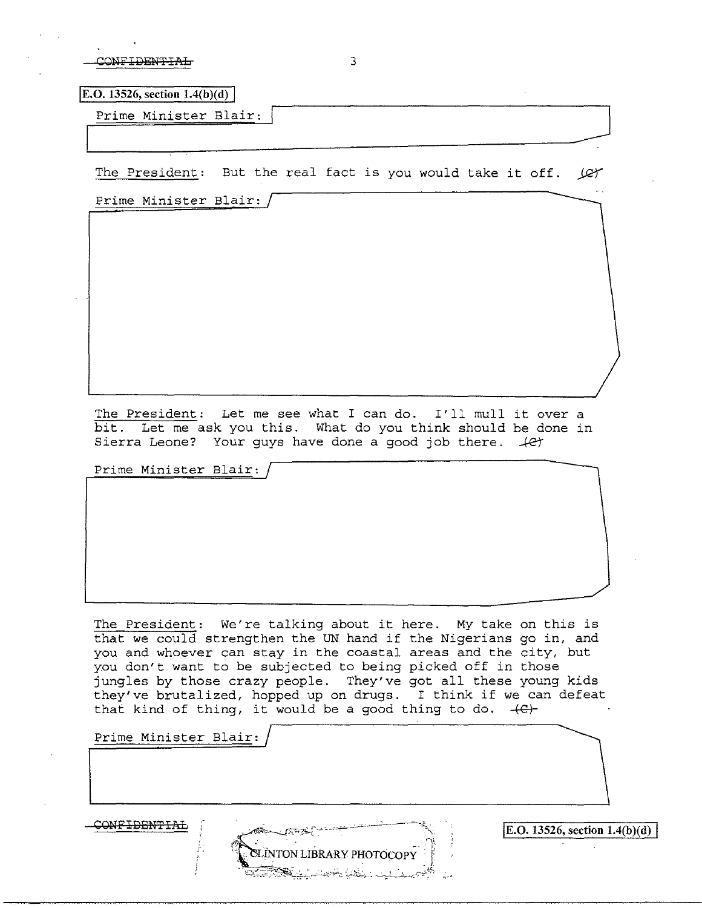~~CONFIDENTIAL~~

E.O. 13526, section 1.4(b)(d)

Prime Minister Blair:

The President: But the real fact is you would take it off. (C)

Prime Minister Blair:

The President: Let me see what I can do. I'll mull it over a bit. Let me ask you this. What do you think should be done in Sierra Leone? Your guys have done a good job there. (C)

Prime Minister Blair:

The President: We're talking about it here. My take on this is that we could strengthen the UN hand if the Nigerians go in, and you and whoever can stay in the coastal areas and the city, but you don't want to be subjected to being picked off in those jungles by those crazy people. They've got all these young kids they've brutalized, hopped up on drugs. I think if we can defeat that kind of thing, it would be a good thing to do. (C)

Prime Minister Blair:

~~CONFIDENTIAL~~

E.O. 13526, section 1.4(b)(d)

CLINTON LIBRARY PHOTOCOPY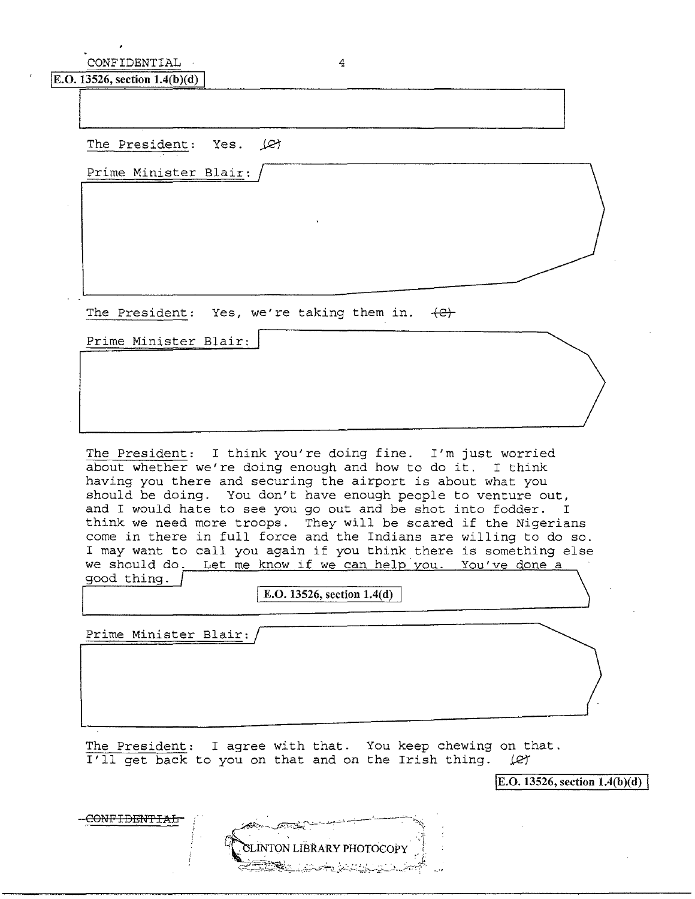CONFIDENTIAL

E.O. 13526, section 1.4(b)(d)

The President: Yes. (C)

Prime Minister Blair:

The President: Yes, we're taking them in. (C)

Prime Minister Blair:

The President: I think you're doing fine. I'm just worried about whether we're doing enough and how to do it. I think having you there and securing the airport is about what you should be doing. You don't have enough people to venture out, and I would hate to see you go out and be shot into fodder. I think we need more troops. They will be scared if the Nigerians come in there in full force and the Indians are willing to do so. I may want to call you again if you think there is something else we should do. Let me know if we can help you. You've done a good thing.

E.O. 13526, section 1.4(d)

Prime Minister Blair:

The President: I agree with that. You keep chewing on that. I'll get back to you on that and on the Irish thing. (C)

E.O. 13526, section 1.4(b)(d)

CONFIDENTIAL

CLINTON LIBRARY PHOTOCOPY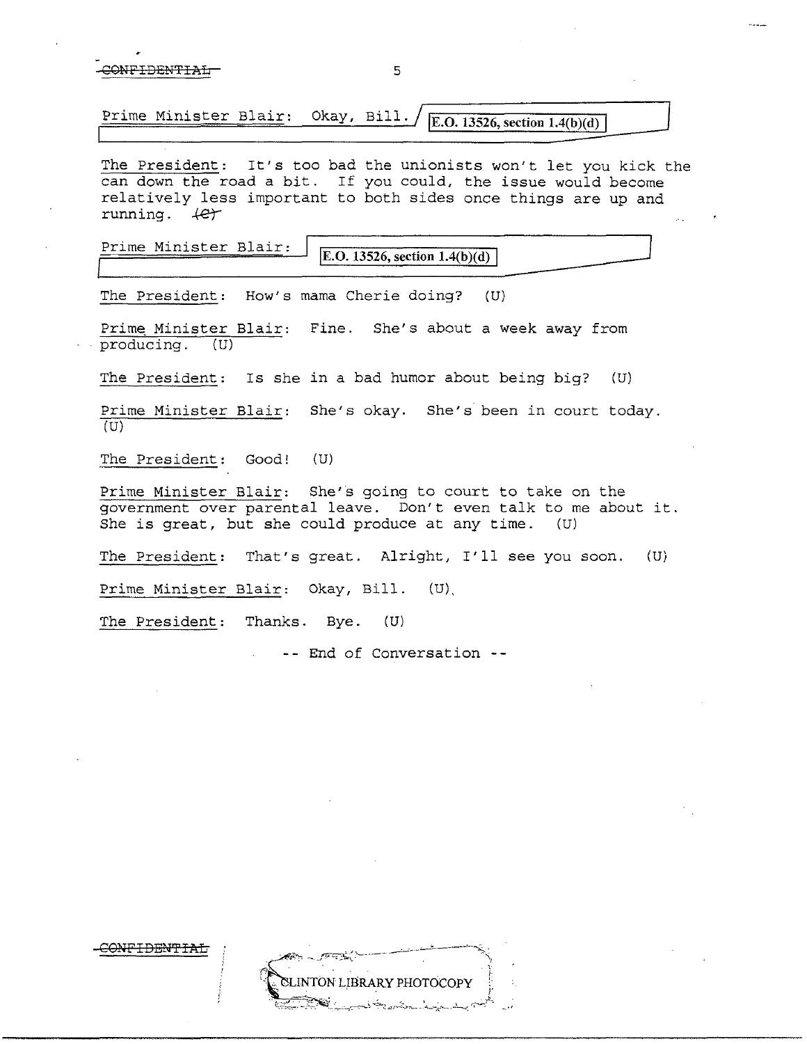CONFIDENTIAL

Prime Minister Blair: Okay, Bill. E.O. 13526, section 1.4(b)(d)

The President: It's too bad the unionists won't let you kick the can down the road a bit. If you could, the issue would become relatively less important to both sides once things are up and running. (C)

Prime Minister Blair: E.O. 13526, section 1.4(b)(d)

The President: How's mama Cherie doing? (U)

Prime Minister Blair: Fine. She's about a week away from producing. (U)

The President: Is she in a bad humor about being big? (U)

Prime Minister Blair: She's okay. She's been in court today. (U)

The President: Good! (U)

Prime Minister Blair: She's going to court to take on the government over parental leave. Don't even talk to me about it. She is great, but she could produce at any time. (U)

The President: That's great. Alright, I'll see you soon. (U)

Prime Minister Blair: Okay, Bill. (U)

The President: Thanks. Bye. (U)

-- End of Conversation --

CONFIDENTIAL

CLINTON LIBRARY PHOTOCOPY